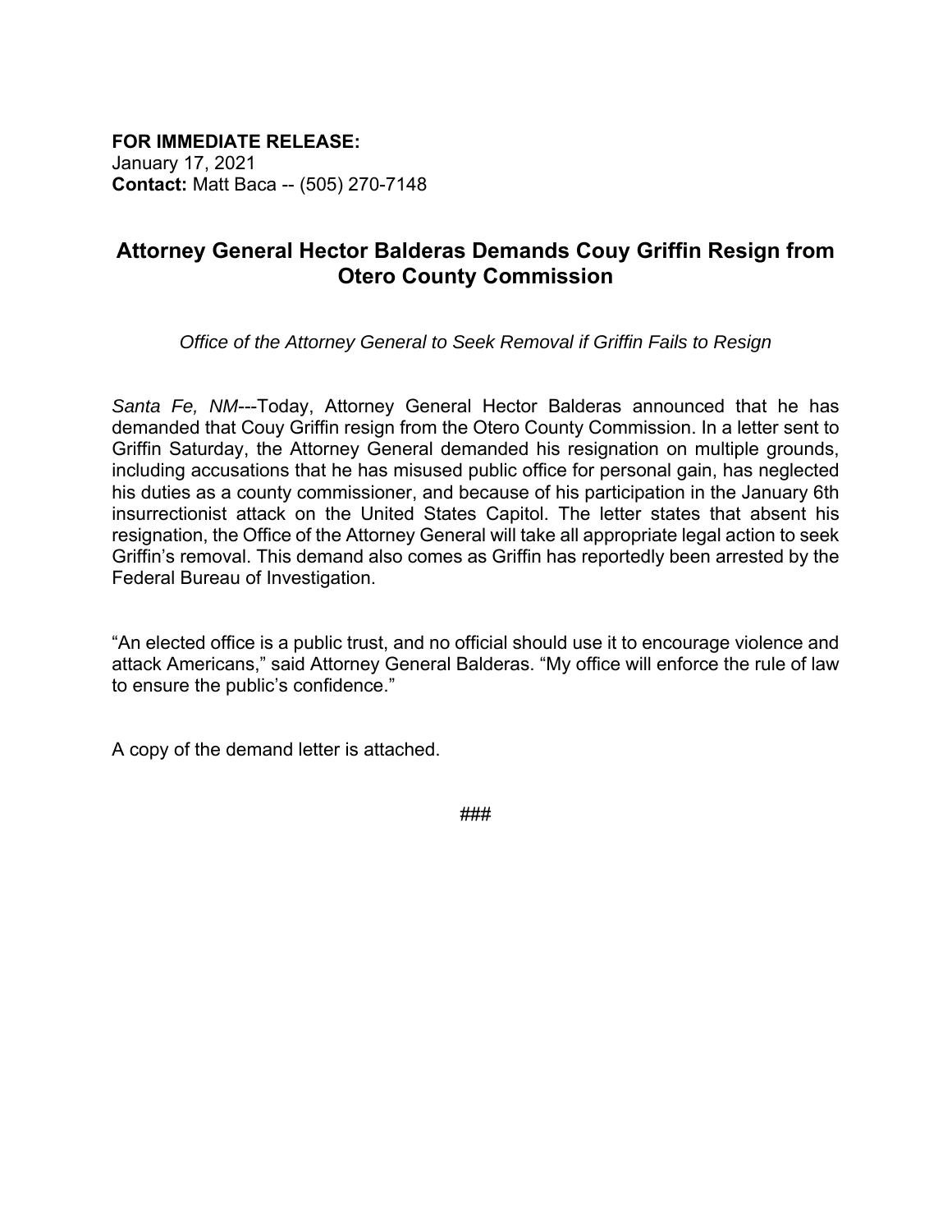**FOR IMMEDIATE RELEASE:**
January 17, 2021
**Contact:** Matt Baca -- (505) 270-7148

## Attorney General Hector Balderas Demands Couy Griffin Resign from Otero County Commission

*Office of the Attorney General to Seek Removal if Griffin Fails to Resign*

*Santa Fe, NM*---Today, Attorney General Hector Balderas announced that he has demanded that Couy Griffin resign from the Otero County Commission. In a letter sent to Griffin Saturday, the Attorney General demanded his resignation on multiple grounds, including accusations that he has misused public office for personal gain, has neglected his duties as a county commissioner, and because of his participation in the January 6th insurrectionist attack on the United States Capitol. The letter states that absent his resignation, the Office of the Attorney General will take all appropriate legal action to seek Griffin's removal. This demand also comes as Griffin has reportedly been arrested by the Federal Bureau of Investigation.

"An elected office is a public trust, and no official should use it to encourage violence and attack Americans," said Attorney General Balderas. "My office will enforce the rule of law to ensure the public's confidence."

A copy of the demand letter is attached.

###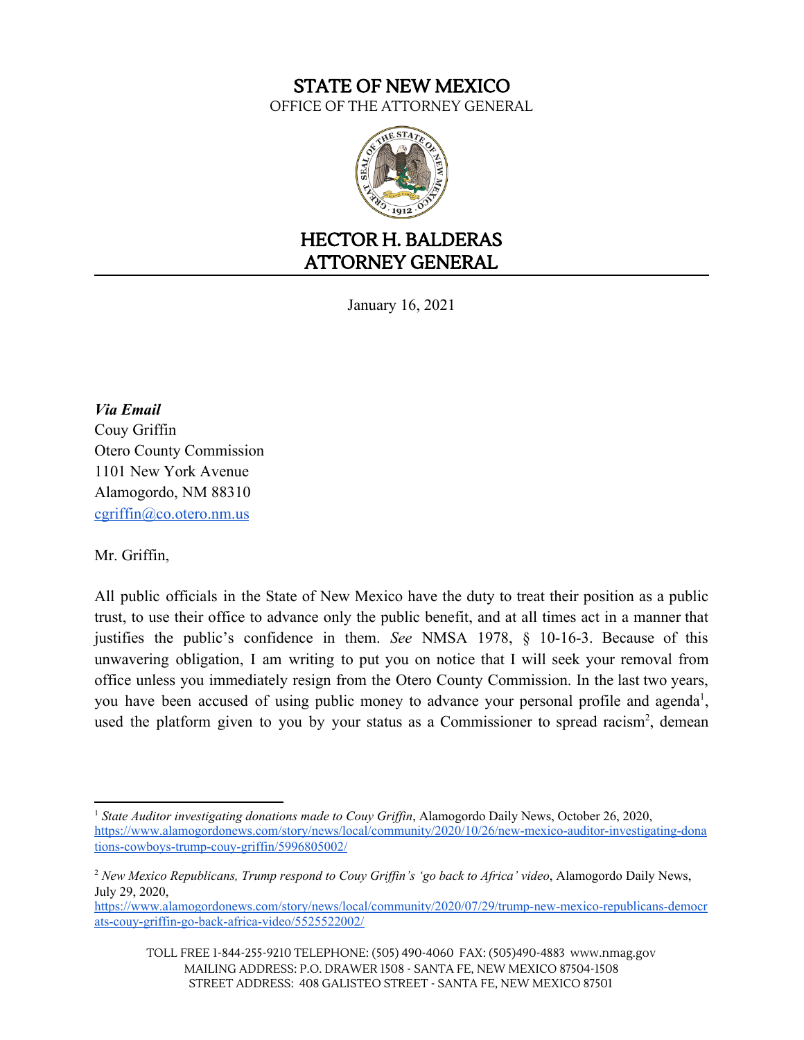# STATE OF NEW MEXICO

OFFICE OF THE ATTORNEY GENERAL

# HECTOR H. BALDERAS
# ATTORNEY GENERAL

January 16, 2021

***Via Email***
Couy Griffin
Otero County Commission
1101 New York Avenue
Alamogordo, NM 88310
cgriffin@co.otero.nm.us

Mr. Griffin,

All public officials in the State of New Mexico have the duty to treat their position as a public trust, to use their office to advance only the public benefit, and at all times act in a manner that justifies the public's confidence in them. *See* NMSA 1978, § 10-16-3. Because of this unwavering obligation, I am writing to put you on notice that I will seek your removal from office unless you immediately resign from the Otero County Commission. In the last two years, you have been accused of using public money to advance your personal profile and agenda[1], used the platform given to you by your status as a Commissioner to spread racism[2], demean

---

[1] *State Auditor investigating donations made to Couy Griffin*, Alamogordo Daily News, October 26, 2020, https://www.alamogordonews.com/story/news/local/community/2020/10/26/new-mexico-auditor-investigating-donations-cowboys-trump-couy-griffin/5996805002/

[2] *New Mexico Republicans, Trump respond to Couy Griffin's 'go back to Africa' video*, Alamogordo Daily News, July 29, 2020, https://www.alamogordonews.com/story/news/local/community/2020/07/29/trump-new-mexico-republicans-democrats-couy-griffin-go-back-africa-video/5525522002/

TOLL FREE 1-844-255-9210 TELEPHONE: (505) 490-4060 FAX: (505)490-4883 www.nmag.gov
MAILING ADDRESS: P.O. DRAWER 1508 - SANTA FE, NEW MEXICO 87504-1508
STREET ADDRESS: 408 GALISTEO STREET - SANTA FE, NEW MEXICO 87501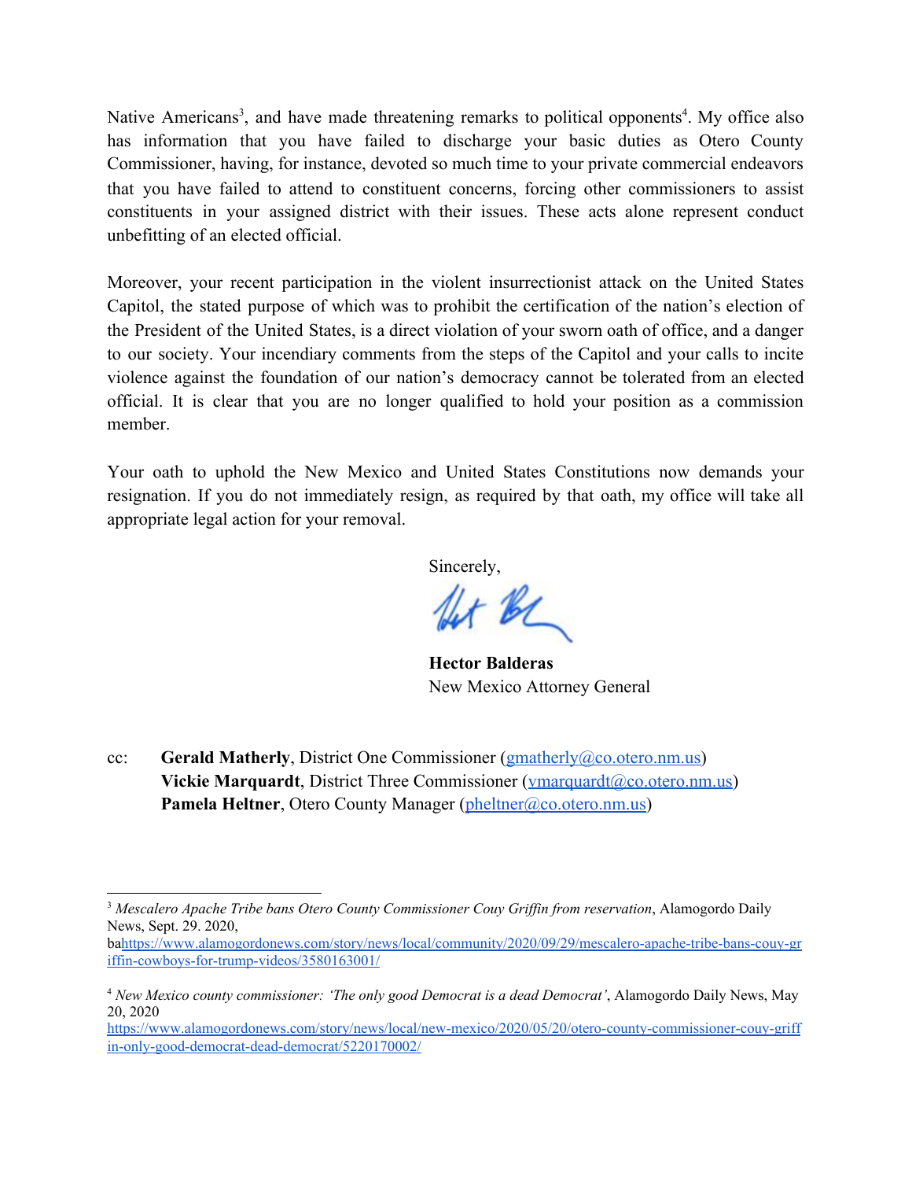Native Americans[3], and have made threatening remarks to political opponents[4]. My office also has information that you have failed to discharge your basic duties as Otero County Commissioner, having, for instance, devoted so much time to your private commercial endeavors that you have failed to attend to constituent concerns, forcing other commissioners to assist constituents in your assigned district with their issues. These acts alone represent conduct unbefitting of an elected official.

Moreover, your recent participation in the violent insurrectionist attack on the United States Capitol, the stated purpose of which was to prohibit the certification of the nation's election of the President of the United States, is a direct violation of your sworn oath of office, and a danger to our society. Your incendiary comments from the steps of the Capitol and your calls to incite violence against the foundation of our nation's democracy cannot be tolerated from an elected official. It is clear that you are no longer qualified to hold your position as a commission member.

Your oath to uphold the New Mexico and United States Constitutions now demands your resignation. If you do not immediately resign, as required by that oath, my office will take all appropriate legal action for your removal.

Sincerely,

**Hector Balderas**
New Mexico Attorney General

cc: **Gerald Matherly**, District One Commissioner (gmatherly@co.otero.nm.us)
**Vickie Marquardt**, District Three Commissioner (vmarquardt@co.otero.nm.us)
**Pamela Heltner**, Otero County Manager (pheltner@co.otero.nm.us)

---

[3] *Mescalero Apache Tribe bans Otero County Commissioner Couy Griffin from reservation*, Alamogordo Daily News, Sept. 29. 2020, bahttps://www.alamogordonews.com/story/news/local/community/2020/09/29/mescalero-apache-tribe-bans-couy-griffin-cowboys-for-trump-videos/3580163001/

[4] *New Mexico county commissioner: 'The only good Democrat is a dead Democrat'*, Alamogordo Daily News, May 20, 2020 https://www.alamogordonews.com/story/news/local/new-mexico/2020/05/20/otero-county-commissioner-couy-griffin-only-good-democrat-dead-democrat/5220170002/